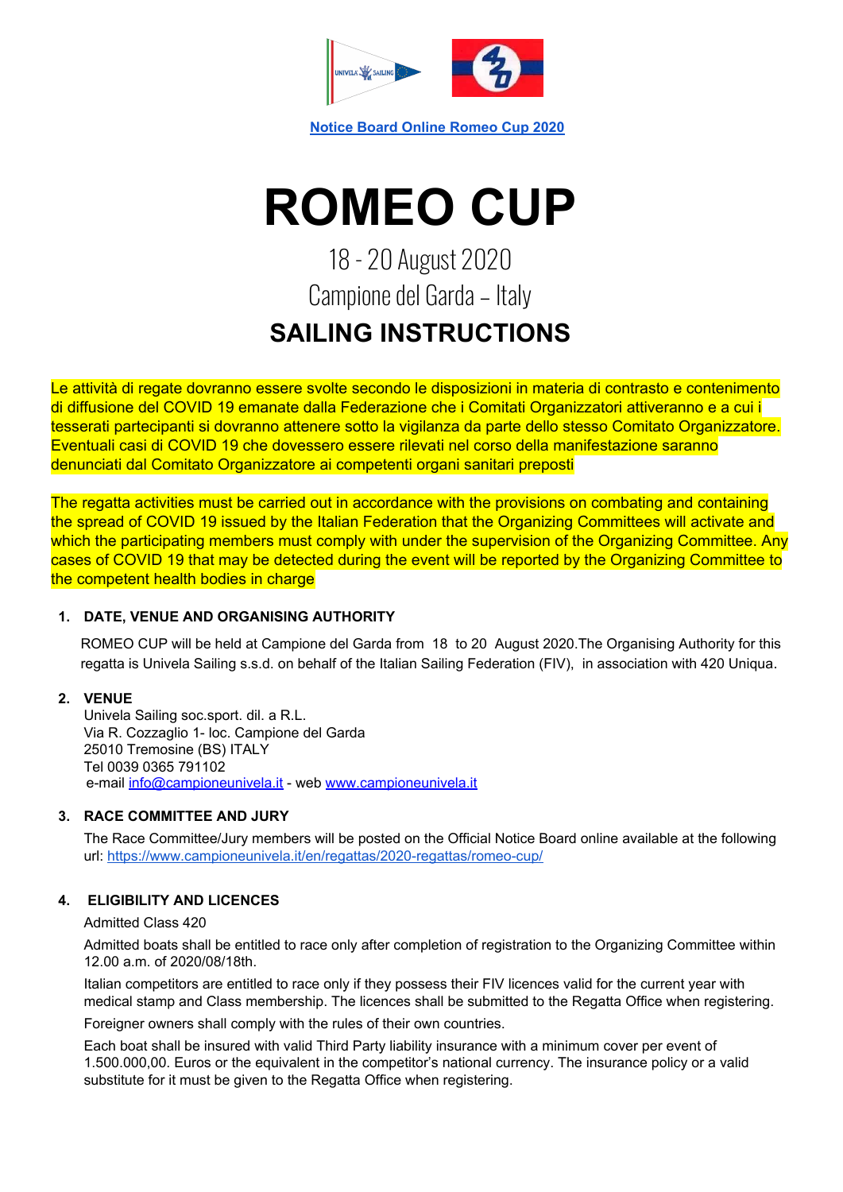Notice Board Online Romeo Cup 2020

# ROMEO CUP

18 - 20 August 2020
Campione del Garda – Italy

## SAILING INSTRUCTIONS

Le attività di regate dovranno essere svolte secondo le disposizioni in materia di contrasto e contenimento di diffusione del COVID 19 emanate dalla Federazione che i Comitati Organizzatori attiveranno e a cui i tesserati partecipanti si dovranno attenere sotto la vigilanza da parte dello stesso Comitato Organizzatore. Eventuali casi di COVID 19 che dovessero essere rilevati nel corso della manifestazione saranno denunciati dal Comitato Organizzatore ai competenti organi sanitari preposti

The regatta activities must be carried out in accordance with the provisions on combating and containing the spread of COVID 19 issued by the Italian Federation that the Organizing Committees will activate and which the participating members must comply with under the supervision of the Organizing Committee. Any cases of COVID 19 that may be detected during the event will be reported by the Organizing Committee to the competent health bodies in charge

### 1. DATE, VENUE AND ORGANISING AUTHORITY

ROMEO CUP will be held at Campione del Garda from 18 to 20 August 2020.The Organising Authority for this regatta is Univela Sailing s.s.d. on behalf of the Italian Sailing Federation (FIV), in association with 420 Uniqua.

### 2. VENUE

Univela Sailing soc.sport. dil. a R.L.
Via R. Cozzaglio 1- loc. Campione del Garda
25010 Tremosine (BS) ITALY
Tel 0039 0365 791102
e-mail info@campioneunivela.it - web www.campioneunivela.it

### 3. RACE COMMITTEE AND JURY

The Race Committee/Jury members will be posted on the Official Notice Board online available at the following url: https://www.campioneunivela.it/en/regattas/2020-regattas/romeo-cup/

### 4. ELIGIBILITY AND LICENCES

Admitted Class 420

Admitted boats shall be entitled to race only after completion of registration to the Organizing Committee within 12.00 a.m. of 2020/08/18th.

Italian competitors are entitled to race only if they possess their FIV licences valid for the current year with medical stamp and Class membership. The licences shall be submitted to the Regatta Office when registering.

Foreigner owners shall comply with the rules of their own countries.

Each boat shall be insured with valid Third Party liability insurance with a minimum cover per event of 1.500.000,00. Euros or the equivalent in the competitor's national currency. The insurance policy or a valid substitute for it must be given to the Regatta Office when registering.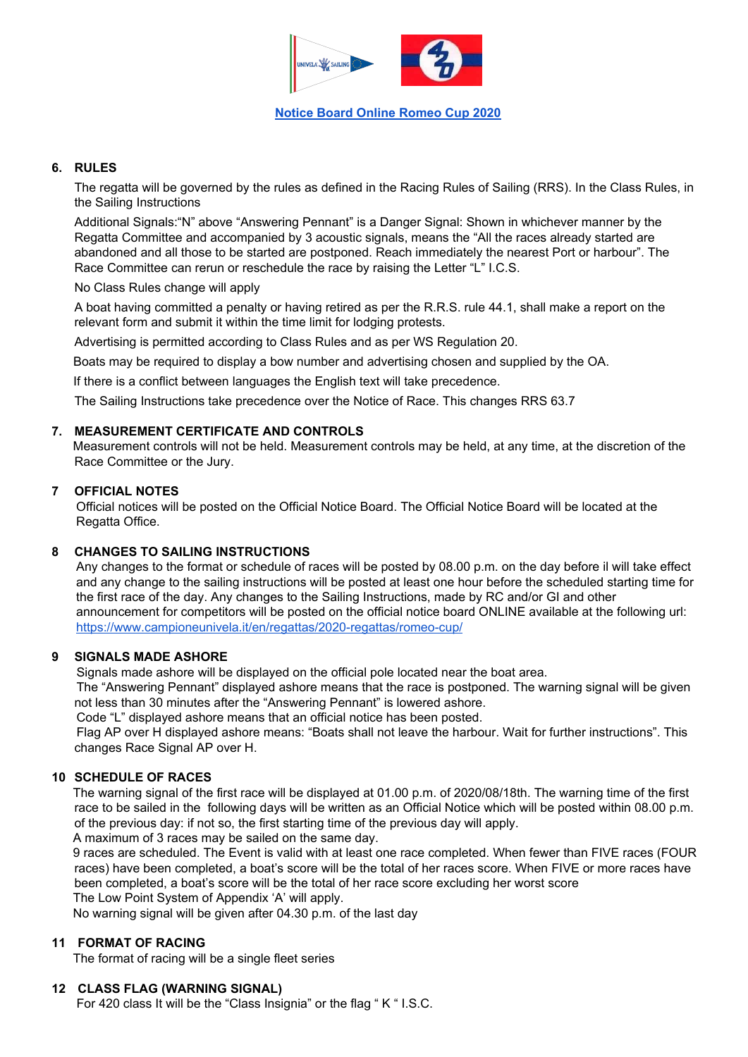[Notice Board Online Romeo Cup 2020](#)

## 6. RULES

The regatta will be governed by the rules as defined in the Racing Rules of Sailing (RRS). In the Class Rules, in the Sailing Instructions

Additional Signals:"N" above "Answering Pennant" is a Danger Signal: Shown in whichever manner by the Regatta Committee and accompanied by 3 acoustic signals, means the "All the races already started are abandoned and all those to be started are postponed. Reach immediately the nearest Port or harbour". The Race Committee can rerun or reschedule the race by raising the Letter "L" I.C.S.

No Class Rules change will apply

A boat having committed a penalty or having retired as per the R.R.S. rule 44.1, shall make a report on the relevant form and submit it within the time limit for lodging protests.

Advertising is permitted according to Class Rules and as per WS Regulation 20.

Boats may be required to display a bow number and advertising chosen and supplied by the OA.

If there is a conflict between languages the English text will take precedence.

The Sailing Instructions take precedence over the Notice of Race. This changes RRS 63.7

## 7. MEASUREMENT CERTIFICATE AND CONTROLS

Measurement controls will not be held. Measurement controls may be held, at any time, at the discretion of the Race Committee or the Jury.

## 7 OFFICIAL NOTES

Official notices will be posted on the Official Notice Board. The Official Notice Board will be located at the Regatta Office.

## 8 CHANGES TO SAILING INSTRUCTIONS

Any changes to the format or schedule of races will be posted by 08.00 p.m. on the day before il will take effect and any change to the sailing instructions will be posted at least one hour before the scheduled starting time for the first race of the day. Any changes to the Sailing Instructions, made by RC and/or GI and other announcement for competitors will be posted on the official notice board ONLINE available at the following url: https://www.campioneunivela.it/en/regattas/2020-regattas/romeo-cup/

## 9 SIGNALS MADE ASHORE

Signals made ashore will be displayed on the official pole located near the boat area.
The "Answering Pennant" displayed ashore means that the race is postponed. The warning signal will be given not less than 30 minutes after the "Answering Pennant" is lowered ashore.
Code "L" displayed ashore means that an official notice has been posted.
Flag AP over H displayed ashore means: "Boats shall not leave the harbour. Wait for further instructions". This changes Race Signal AP over H.

## 10 SCHEDULE OF RACES

The warning signal of the first race will be displayed at 01.00 p.m. of 2020/08/18th. The warning time of the first race to be sailed in the following days will be written as an Official Notice which will be posted within 08.00 p.m. of the previous day: if not so, the first starting time of the previous day will apply.
A maximum of 3 races may be sailed on the same day.
9 races are scheduled. The Event is valid with at least one race completed. When fewer than FIVE races (FOUR races) have been completed, a boat's score will be the total of her races score. When FIVE or more races have been completed, a boat's score will be the total of her race score excluding her worst score
The Low Point System of Appendix 'A' will apply.
No warning signal will be given after 04.30 p.m. of the last day

## 11 FORMAT OF RACING

The format of racing will be a single fleet series

## 12 CLASS FLAG (WARNING SIGNAL)

For 420 class It will be the "Class Insignia" or the flag " K " I.S.C.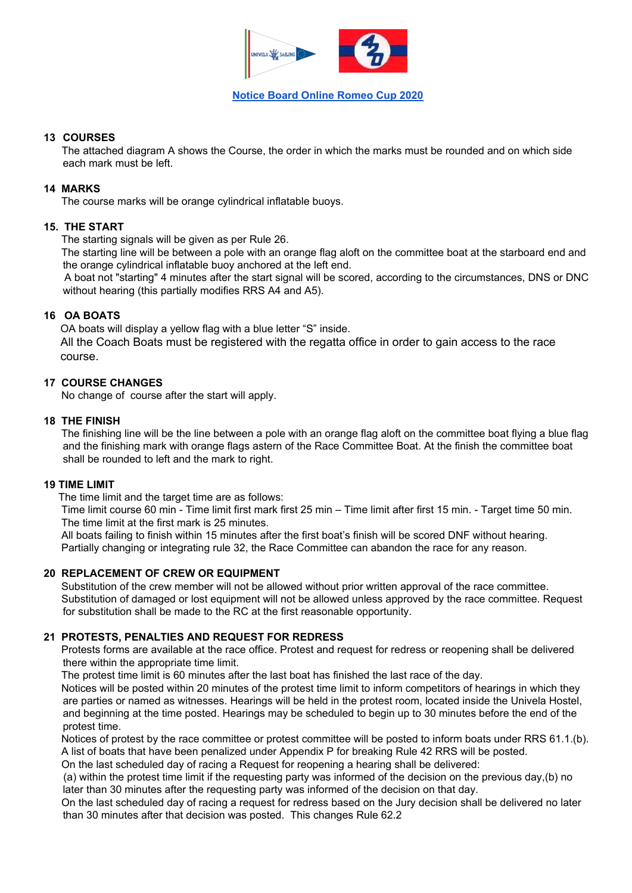**Notice Board Online Romeo Cup 2020**

## 13 COURSES

The attached diagram A shows the Course, the order in which the marks must be rounded and on which side each mark must be left.

## 14 MARKS

The course marks will be orange cylindrical inflatable buoys.

## 15. THE START

The starting signals will be given as per Rule 26.

The starting line will be between a pole with an orange flag aloft on the committee boat at the starboard end and the orange cylindrical inflatable buoy anchored at the left end.

A boat not "starting" 4 minutes after the start signal will be scored, according to the circumstances, DNS or DNC without hearing (this partially modifies RRS A4 and A5).

## 16 OA BOATS

OA boats will display a yellow flag with a blue letter "S" inside.

All the Coach Boats must be registered with the regatta office in order to gain access to the race course.

## 17 COURSE CHANGES

No change of course after the start will apply.

## 18 THE FINISH

The finishing line will be the line between a pole with an orange flag aloft on the committee boat flying a blue flag and the finishing mark with orange flags astern of the Race Committee Boat. At the finish the committee boat shall be rounded to left and the mark to right.

## 19 TIME LIMIT

The time limit and the target time are as follows:

Time limit course 60 min - Time limit first mark first 25 min – Time limit after first 15 min. - Target time 50 min.

The time limit at the first mark is 25 minutes.

All boats failing to finish within 15 minutes after the first boat's finish will be scored DNF without hearing.

Partially changing or integrating rule 32, the Race Committee can abandon the race for any reason.

## 20 REPLACEMENT OF CREW OR EQUIPMENT

Substitution of the crew member will not be allowed without prior written approval of the race committee. Substitution of damaged or lost equipment will not be allowed unless approved by the race committee. Request for substitution shall be made to the RC at the first reasonable opportunity.

## 21 PROTESTS, PENALTIES AND REQUEST FOR REDRESS

Protests forms are available at the race office. Protest and request for redress or reopening shall be delivered there within the appropriate time limit.

The protest time limit is 60 minutes after the last boat has finished the last race of the day.

Notices will be posted within 20 minutes of the protest time limit to inform competitors of hearings in which they are parties or named as witnesses. Hearings will be held in the protest room, located inside the Univela Hostel, and beginning at the time posted. Hearings may be scheduled to begin up to 30 minutes before the end of the protest time.

Notices of protest by the race committee or protest committee will be posted to inform boats under RRS 61.1.(b).

A list of boats that have been penalized under Appendix P for breaking Rule 42 RRS will be posted.

On the last scheduled day of racing a Request for reopening a hearing shall be delivered:

(a) within the protest time limit if the requesting party was informed of the decision on the previous day,(b) no later than 30 minutes after the requesting party was informed of the decision on that day.

On the last scheduled day of racing a request for redress based on the Jury decision shall be delivered no later than 30 minutes after that decision was posted. This changes Rule 62.2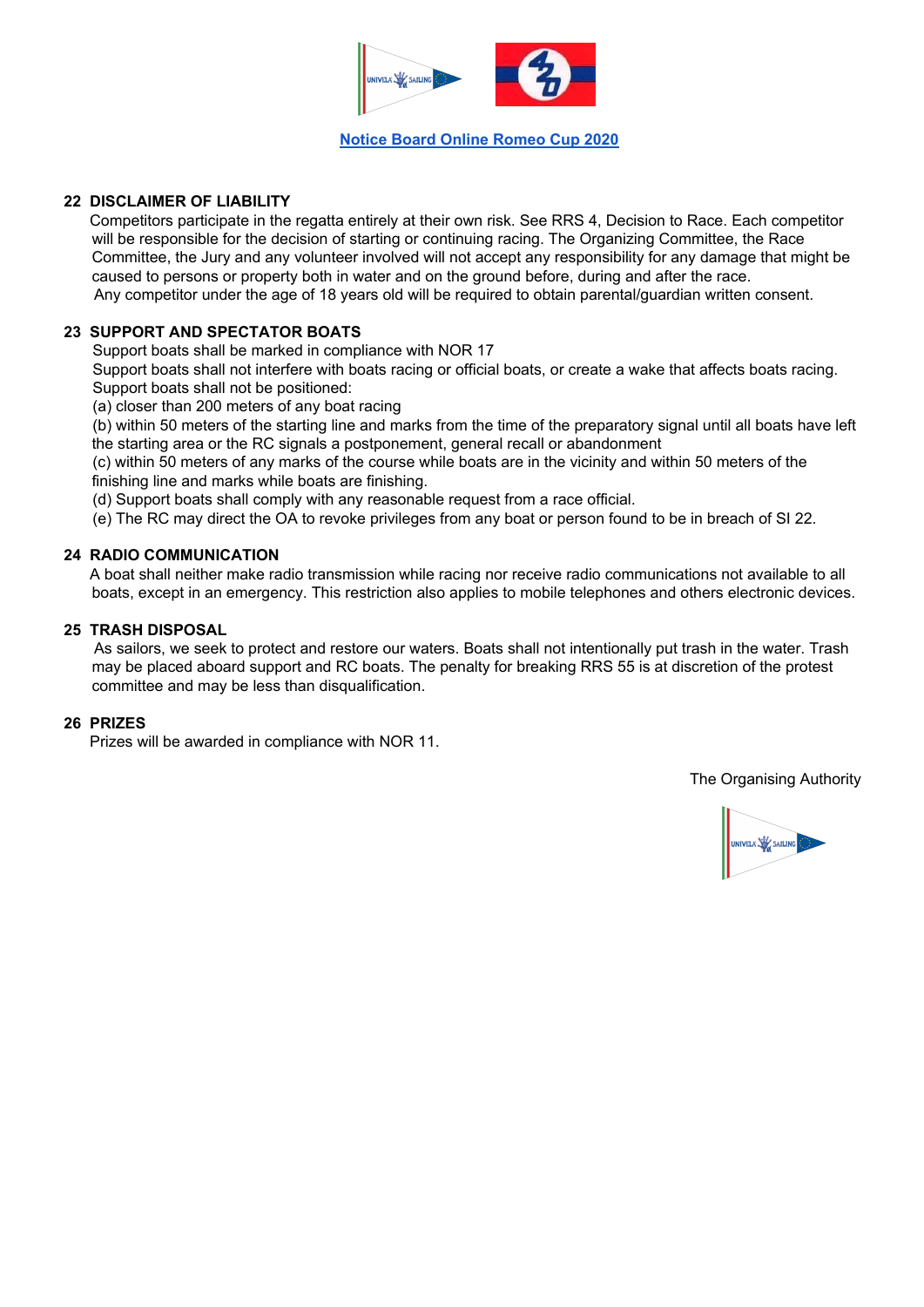**Notice Board Online Romeo Cup 2020**

## 22 DISCLAIMER OF LIABILITY

Competitors participate in the regatta entirely at their own risk. See RRS 4, Decision to Race. Each competitor will be responsible for the decision of starting or continuing racing. The Organizing Committee, the Race Committee, the Jury and any volunteer involved will not accept any responsibility for any damage that might be caused to persons or property both in water and on the ground before, during and after the race.
Any competitor under the age of 18 years old will be required to obtain parental/guardian written consent.

## 23 SUPPORT AND SPECTATOR BOATS

Support boats shall be marked in compliance with NOR 17
Support boats shall not interfere with boats racing or official boats, or create a wake that affects boats racing.
Support boats shall not be positioned:
(a) closer than 200 meters of any boat racing
(b) within 50 meters of the starting line and marks from the time of the preparatory signal until all boats have left the starting area or the RC signals a postponement, general recall or abandonment
(c) within 50 meters of any marks of the course while boats are in the vicinity and within 50 meters of the finishing line and marks while boats are finishing.
(d) Support boats shall comply with any reasonable request from a race official.
(e) The RC may direct the OA to revoke privileges from any boat or person found to be in breach of SI 22.

## 24 RADIO COMMUNICATION

A boat shall neither make radio transmission while racing nor receive radio communications not available to all boats, except in an emergency. This restriction also applies to mobile telephones and others electronic devices.

## 25 TRASH DISPOSAL

As sailors, we seek to protect and restore our waters. Boats shall not intentionally put trash in the water. Trash may be placed aboard support and RC boats. The penalty for breaking RRS 55 is at discretion of the protest committee and may be less than disqualification.

## 26 PRIZES

Prizes will be awarded in compliance with NOR 11.

The Organising Authority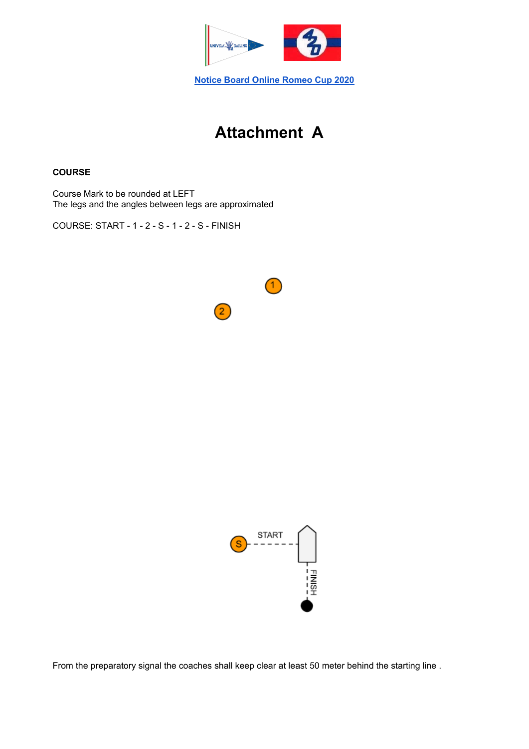Notice Board Online Romeo Cup 2020

# Attachment A

**COURSE**

Course Mark to be rounded at LEFT
The legs and the angles between legs are approximated

COURSE: START - 1 - 2 - S - 1 - 2 - S - FINISH

1

2

S

START

FINISH

From the preparatory signal the coaches shall keep clear at least 50 meter behind the starting line .